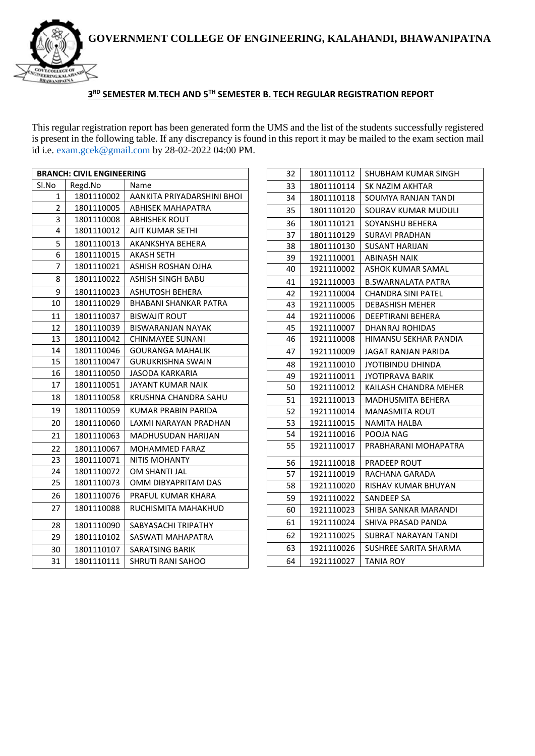# GOVERNMENT COLLEGE OF ENGINEERING, KALAHANDI, BHAWANIPATNA

## 3RD SEMESTER M.TECH AND 5TH SEMESTER B. TECH REGULAR REGISTRATION REPORT

This regular registration report has been generated form the UMS and the list of the students successfully registered is present in the following table. If any discrepancy is found in this report it may be mailed to the exam section mail id i.e. exam.gcek@gmail.com by 28-02-2022 04:00 PM.

**BRANCH: CIVIL ENGINEERING**

| Sl.No | Regd.No | Name |
|---|---|---|
| 1 | 1801110002 | AANKITA PRIYADARSHINI BHOI |
| 2 | 1801110005 | ABHISEK MAHAPATRA |
| 3 | 1801110008 | ABHISHEK ROUT |
| 4 | 1801110012 | AJIT KUMAR SETHI |
| 5 | 1801110013 | AKANKSHYA BEHERA |
| 6 | 1801110015 | AKASH SETH |
| 7 | 1801110021 | ASHISH ROSHAN OJHA |
| 8 | 1801110022 | ASHISH SINGH BABU |
| 9 | 1801110023 | ASHUTOSH BEHERA |
| 10 | 1801110029 | BHABANI SHANKAR PATRA |
| 11 | 1801110037 | BISWAJIT ROUT |
| 12 | 1801110039 | BISWARANJAN NAYAK |
| 13 | 1801110042 | CHINMAYEE SUNANI |
| 14 | 1801110046 | GOURANGA MAHALIK |
| 15 | 1801110047 | GURUKRISHNA SWAIN |
| 16 | 1801110050 | JASODA KARKARIA |
| 17 | 1801110051 | JAYANT KUMAR NAIK |
| 18 | 1801110058 | KRUSHNA CHANDRA SAHU |
| 19 | 1801110059 | KUMAR PRABIN PARIDA |
| 20 | 1801110060 | LAXMI NARAYAN PRADHAN |
| 21 | 1801110063 | MADHUSUDAN HARIJAN |
| 22 | 1801110067 | MOHAMMED FARAZ |
| 23 | 1801110071 | NITIS MOHANTY |
| 24 | 1801110072 | OM SHANTI JAL |
| 25 | 1801110073 | OMM DIBYAPRITAM DAS |
| 26 | 1801110076 | PRAFUL KUMAR KHARA |
| 27 | 1801110088 | RUCHISMITA MAHAKHUD |
| 28 | 1801110090 | SABYASACHI TRIPATHY |
| 29 | 1801110102 | SASWATI MAHAPATRA |
| 30 | 1801110107 | SARATSING BARIK |
| 31 | 1801110111 | SHRUTI RANI SAHOO |
| 32 | 1801110112 | SHUBHAM KUMAR SINGH |
| 33 | 1801110114 | SK NAZIM AKHTAR |
| 34 | 1801110118 | SOUMYA RANJAN TANDI |
| 35 | 1801110120 | SOURAV KUMAR MUDULI |
| 36 | 1801110121 | SOYANSHU BEHERA |
| 37 | 1801110129 | SURAVI PRADHAN |
| 38 | 1801110130 | SUSANT HARIJAN |
| 39 | 1921110001 | ABINASH NAIK |
| 40 | 1921110002 | ASHOK KUMAR SAMAL |
| 41 | 1921110003 | B.SWARNALATA PATRA |
| 42 | 1921110004 | CHANDRA SINI PATEL |
| 43 | 1921110005 | DEBASHISH MEHER |
| 44 | 1921110006 | DEEPTIRANI BEHERA |
| 45 | 1921110007 | DHANRAJ ROHIDAS |
| 46 | 1921110008 | HIMANSU SEKHAR PANDIA |
| 47 | 1921110009 | JAGAT RANJAN PARIDA |
| 48 | 1921110010 | JYOTIBINDU DHINDA |
| 49 | 1921110011 | JYOTIPRAVA BARIK |
| 50 | 1921110012 | KAILASH CHANDRA MEHER |
| 51 | 1921110013 | MADHUSMITA BEHERA |
| 52 | 1921110014 | MANASMITA ROUT |
| 53 | 1921110015 | NAMITA HALBA |
| 54 | 1921110016 | POOJA NAG |
| 55 | 1921110017 | PRABHARANI MOHAPATRA |
| 56 | 1921110018 | PRADEEP ROUT |
| 57 | 1921110019 | RACHANA GARADA |
| 58 | 1921110020 | RISHAV KUMAR BHUYAN |
| 59 | 1921110022 | SANDEEP SA |
| 60 | 1921110023 | SHIBA SANKAR MARANDI |
| 61 | 1921110024 | SHIVA PRASAD PANDA |
| 62 | 1921110025 | SUBRAT NARAYAN TANDI |
| 63 | 1921110026 | SUSHREE SARITA SHARMA |
| 64 | 1921110027 | TANIA ROY |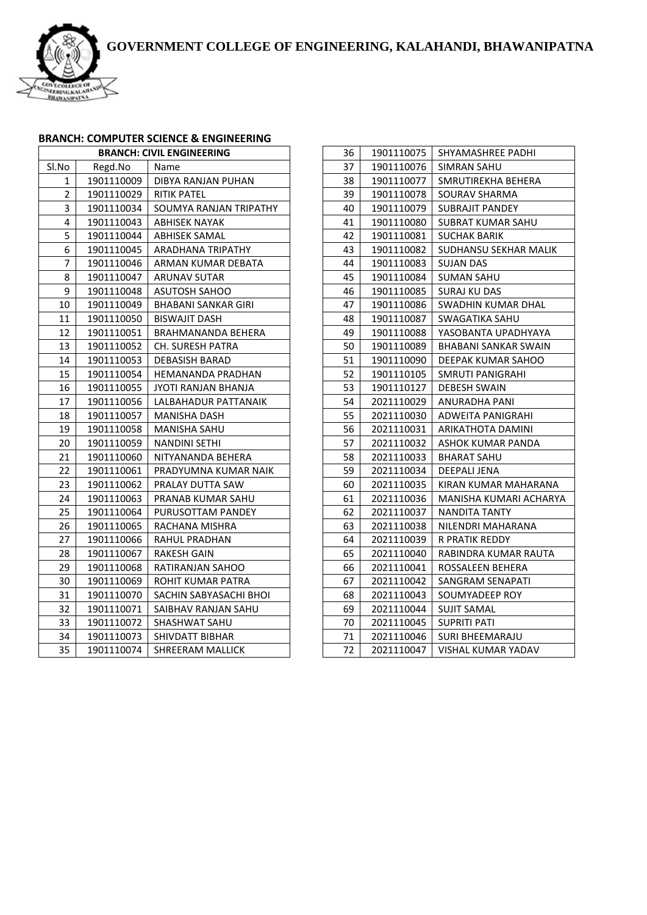# GOVERNMENT COLLEGE OF ENGINEERING, KALAHANDI, BHAWANIPATNA

**BRANCH: COMPUTER SCIENCE & ENGINEERING**

| BRANCH: CIVIL ENGINEERING | | |
|---|---|---|
| Sl.No | Regd.No | Name |
| 1 | 1901110009 | DIBYA RANJAN PUHAN |
| 2 | 1901110029 | RITIK PATEL |
| 3 | 1901110034 | SOUMYA RANJAN TRIPATHY |
| 4 | 1901110043 | ABHISEK NAYAK |
| 5 | 1901110044 | ABHISEK SAMAL |
| 6 | 1901110045 | ARADHANA TRIPATHY |
| 7 | 1901110046 | ARMAN KUMAR DEBATA |
| 8 | 1901110047 | ARUNAV SUTAR |
| 9 | 1901110048 | ASUTOSH SAHOO |
| 10 | 1901110049 | BHABANI SANKAR GIRI |
| 11 | 1901110050 | BISWAJIT DASH |
| 12 | 1901110051 | BRAHMANANDA BEHERA |
| 13 | 1901110052 | CH. SURESH PATRA |
| 14 | 1901110053 | DEBASISH BARAD |
| 15 | 1901110054 | HEMANANDA PRADHAN |
| 16 | 1901110055 | JYOTI RANJAN BHANJA |
| 17 | 1901110056 | LALBAHADUR PATTANAIK |
| 18 | 1901110057 | MANISHA DASH |
| 19 | 1901110058 | MANISHA SAHU |
| 20 | 1901110059 | NANDINI SETHI |
| 21 | 1901110060 | NITYANANDA BEHERA |
| 22 | 1901110061 | PRADYUMNA KUMAR NAIK |
| 23 | 1901110062 | PRALAY DUTTA SAW |
| 24 | 1901110063 | PRANAB KUMAR SAHU |
| 25 | 1901110064 | PURUSOTTAM PANDEY |
| 26 | 1901110065 | RACHANA MISHRA |
| 27 | 1901110066 | RAHUL PRADHAN |
| 28 | 1901110067 | RAKESH GAIN |
| 29 | 1901110068 | RATIRANJAN SAHOO |
| 30 | 1901110069 | ROHIT KUMAR PATRA |
| 31 | 1901110070 | SACHIN SABYASACHI BHOI |
| 32 | 1901110071 | SAIBHAV RANJAN SAHU |
| 33 | 1901110072 | SHASHWAT SAHU |
| 34 | 1901110073 | SHIVDATT BIBHAR |
| 35 | 1901110074 | SHREERAM MALLICK |
| 36 | 1901110075 | SHYAMASHREE PADHI |
| 37 | 1901110076 | SIMRAN SAHU |
| 38 | 1901110077 | SMRUTIREKHA BEHERA |
| 39 | 1901110078 | SOURAV SHARMA |
| 40 | 1901110079 | SUBRAJIT PANDEY |
| 41 | 1901110080 | SUBRAT KUMAR SAHU |
| 42 | 1901110081 | SUCHAK BARIK |
| 43 | 1901110082 | SUDHANSU SEKHAR MALIK |
| 44 | 1901110083 | SUJAN DAS |
| 45 | 1901110084 | SUMAN SAHU |
| 46 | 1901110085 | SURAJ KU DAS |
| 47 | 1901110086 | SWADHIN KUMAR DHAL |
| 48 | 1901110087 | SWAGATIKA SAHU |
| 49 | 1901110088 | YASOBANTA UPADHYAYA |
| 50 | 1901110089 | BHABANI SANKAR SWAIN |
| 51 | 1901110090 | DEEPAK KUMAR SAHOO |
| 52 | 1901110105 | SMRUTI PANIGRAHI |
| 53 | 1901110127 | DEBESH SWAIN |
| 54 | 2021110029 | ANURADHA PANI |
| 55 | 2021110030 | ADWEITA PANIGRAHI |
| 56 | 2021110031 | ARIKATHOTA DAMINI |
| 57 | 2021110032 | ASHOK KUMAR PANDA |
| 58 | 2021110033 | BHARAT SAHU |
| 59 | 2021110034 | DEEPALI JENA |
| 60 | 2021110035 | KIRAN KUMAR MAHARANA |
| 61 | 2021110036 | MANISHA KUMARI ACHARYA |
| 62 | 2021110037 | NANDITA TANTY |
| 63 | 2021110038 | NILENDRI MAHARANA |
| 64 | 2021110039 | R PRATIK REDDY |
| 65 | 2021110040 | RABINDRA KUMAR RAUTA |
| 66 | 2021110041 | ROSSALEEN BEHERA |
| 67 | 2021110042 | SANGRAM SENAPATI |
| 68 | 2021110043 | SOUMYADEEP ROY |
| 69 | 2021110044 | SUJIT SAMAL |
| 70 | 2021110045 | SUPRITI PATI |
| 71 | 2021110046 | SURI BHEEMARAJU |
| 72 | 2021110047 | VISHAL KUMAR YADAV |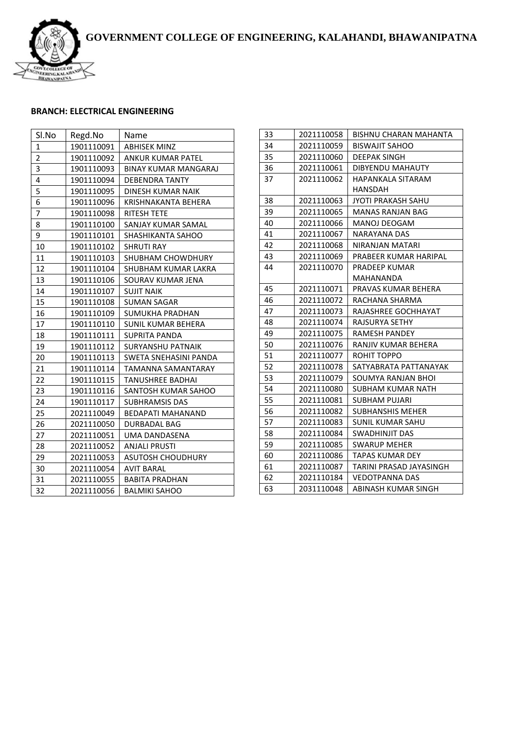**GOVERNMENT COLLEGE OF ENGINEERING, KALAHANDI, BHAWANIPATNA**

**BRANCH: ELECTRICAL ENGINEERING**

| Sl.No | Regd.No | Name |
|---|---|---|
| 1 | 1901110091 | ABHISEK MINZ |
| 2 | 1901110092 | ANKUR KUMAR PATEL |
| 3 | 1901110093 | BINAY KUMAR MANGARAJ |
| 4 | 1901110094 | DEBENDRA TANTY |
| 5 | 1901110095 | DINESH KUMAR NAIK |
| 6 | 1901110096 | KRISHNAKANTA BEHERA |
| 7 | 1901110098 | RITESH TETE |
| 8 | 1901110100 | SANJAY KUMAR SAMAL |
| 9 | 1901110101 | SHASHIKANTA SAHOO |
| 10 | 1901110102 | SHRUTI RAY |
| 11 | 1901110103 | SHUBHAM CHOWDHURY |
| 12 | 1901110104 | SHUBHAM KUMAR LAKRA |
| 13 | 1901110106 | SOURAV KUMAR JENA |
| 14 | 1901110107 | SUJIT NAIK |
| 15 | 1901110108 | SUMAN SAGAR |
| 16 | 1901110109 | SUMUKHA PRADHAN |
| 17 | 1901110110 | SUNIL KUMAR BEHERA |
| 18 | 1901110111 | SUPRITA PANDA |
| 19 | 1901110112 | SURYANSHU PATNAIK |
| 20 | 1901110113 | SWETA SNEHASINI PANDA |
| 21 | 1901110114 | TAMANNA SAMANTARAY |
| 22 | 1901110115 | TANUSHREE BADHAI |
| 23 | 1901110116 | SANTOSH KUMAR SAHOO |
| 24 | 1901110117 | SUBHRAMSIS DAS |
| 25 | 2021110049 | BEDAPATI MAHANAND |
| 26 | 2021110050 | DURBADAL BAG |
| 27 | 2021110051 | UMA DANDASENA |
| 28 | 2021110052 | ANJALI PRUSTI |
| 29 | 2021110053 | ASUTOSH CHOUDHURY |
| 30 | 2021110054 | AVIT BARAL |
| 31 | 2021110055 | BABITA PRADHAN |
| 32 | 2021110056 | BALMIKI SAHOO |
| 33 | 2021110058 | BISHNU CHARAN MAHANTA |
| 34 | 2021110059 | BISWAJIT SAHOO |
| 35 | 2021110060 | DEEPAK SINGH |
| 36 | 2021110061 | DIBYENDU MAHAUTY |
| 37 | 2021110062 | HAPANKALA SITARAM HANSDAH |
| 38 | 2021110063 | JYOTI PRAKASH SAHU |
| 39 | 2021110065 | MANAS RANJAN BAG |
| 40 | 2021110066 | MANOJ DEOGAM |
| 41 | 2021110067 | NARAYANA DAS |
| 42 | 2021110068 | NIRANJAN MATARI |
| 43 | 2021110069 | PRABEER KUMAR HARIPAL |
| 44 | 2021110070 | PRADEEP KUMAR MAHANANDA |
| 45 | 2021110071 | PRAVAS KUMAR BEHERA |
| 46 | 2021110072 | RACHANA SHARMA |
| 47 | 2021110073 | RAJASHREE GOCHHAYAT |
| 48 | 2021110074 | RAJSURYA SETHY |
| 49 | 2021110075 | RAMESH PANDEY |
| 50 | 2021110076 | RANJIV KUMAR BEHERA |
| 51 | 2021110077 | ROHIT TOPPO |
| 52 | 2021110078 | SATYABRATA PATTANAYAK |
| 53 | 2021110079 | SOUMYA RANJAN BHOI |
| 54 | 2021110080 | SUBHAM KUMAR NATH |
| 55 | 2021110081 | SUBHAM PUJARI |
| 56 | 2021110082 | SUBHANSHIS MEHER |
| 57 | 2021110083 | SUNIL KUMAR SAHU |
| 58 | 2021110084 | SWADHINJIT DAS |
| 59 | 2021110085 | SWARUP MEHER |
| 60 | 2021110086 | TAPAS KUMAR DEY |
| 61 | 2021110087 | TARINI PRASAD JAYASINGH |
| 62 | 2021110184 | VEDOTPANNA DAS |
| 63 | 2031110048 | ABINASH KUMAR SINGH |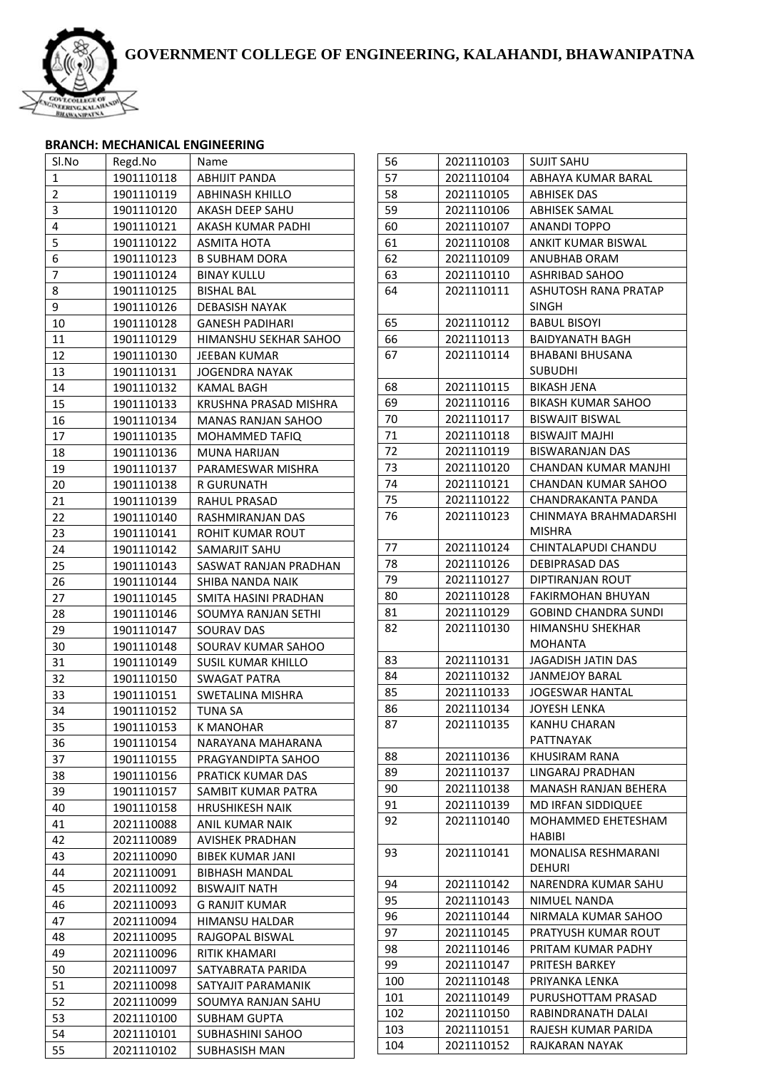# GOVERNMENT COLLEGE OF ENGINEERING, KALAHANDI, BHAWANIPATNA

**BRANCH: MECHANICAL ENGINEERING**

| Sl.No | Regd.No | Name |
|---|---|---|
| 1 | 1901110118 | ABHIJIT PANDA |
| 2 | 1901110119 | ABHINASH KHILLO |
| 3 | 1901110120 | AKASH DEEP SAHU |
| 4 | 1901110121 | AKASH KUMAR PADHI |
| 5 | 1901110122 | ASMITA HOTA |
| 6 | 1901110123 | B SUBHAM DORA |
| 7 | 1901110124 | BINAY KULLU |
| 8 | 1901110125 | BISHAL BAL |
| 9 | 1901110126 | DEBASISH NAYAK |
| 10 | 1901110128 | GANESH PADIHARI |
| 11 | 1901110129 | HIMANSHU SEKHAR SAHOO |
| 12 | 1901110130 | JEEBAN KUMAR |
| 13 | 1901110131 | JOGENDRA NAYAK |
| 14 | 1901110132 | KAMAL BAGH |
| 15 | 1901110133 | KRUSHNA PRASAD MISHRA |
| 16 | 1901110134 | MANAS RANJAN SAHOO |
| 17 | 1901110135 | MOHAMMED TAFIQ |
| 18 | 1901110136 | MUNA HARIJAN |
| 19 | 1901110137 | PARAMESWAR MISHRA |
| 20 | 1901110138 | R GURUNATH |
| 21 | 1901110139 | RAHUL PRASAD |
| 22 | 1901110140 | RASHMIRANJAN DAS |
| 23 | 1901110141 | ROHIT KUMAR ROUT |
| 24 | 1901110142 | SAMARJIT SAHU |
| 25 | 1901110143 | SASWAT RANJAN PRADHAN |
| 26 | 1901110144 | SHIBA NANDA NAIK |
| 27 | 1901110145 | SMITA HASINI PRADHAN |
| 28 | 1901110146 | SOUMYA RANJAN SETHI |
| 29 | 1901110147 | SOURAV DAS |
| 30 | 1901110148 | SOURAV KUMAR SAHOO |
| 31 | 1901110149 | SUSIL KUMAR KHILLO |
| 32 | 1901110150 | SWAGAT PATRA |
| 33 | 1901110151 | SWETALINA MISHRA |
| 34 | 1901110152 | TUNA SA |
| 35 | 1901110153 | K MANOHAR |
| 36 | 1901110154 | NARAYANA MAHARANA |
| 37 | 1901110155 | PRAGYANDIPTA SAHOO |
| 38 | 1901110156 | PRATICK KUMAR DAS |
| 39 | 1901110157 | SAMBIT KUMAR PATRA |
| 40 | 1901110158 | HRUSHIKESH NAIK |
| 41 | 2021110088 | ANIL KUMAR NAIK |
| 42 | 2021110089 | AVISHEK PRADHAN |
| 43 | 2021110090 | BIBEK KUMAR JANI |
| 44 | 2021110091 | BIBHASH MANDAL |
| 45 | 2021110092 | BISWAJIT NATH |
| 46 | 2021110093 | G RANJIT KUMAR |
| 47 | 2021110094 | HIMANSU HALDAR |
| 48 | 2021110095 | RAJGOPAL BISWAL |
| 49 | 2021110096 | RITIK KHAMARI |
| 50 | 2021110097 | SATYABRATA PARIDA |
| 51 | 2021110098 | SATYAJIT PARAMANIK |
| 52 | 2021110099 | SOUMYA RANJAN SAHU |
| 53 | 2021110100 | SUBHAM GUPTA |
| 54 | 2021110101 | SUBHASHINI SAHOO |
| 55 | 2021110102 | SUBHASISH MAN |
| 56 | 2021110103 | SUJIT SAHU |
| 57 | 2021110104 | ABHAYA KUMAR BARAL |
| 58 | 2021110105 | ABHISEK DAS |
| 59 | 2021110106 | ABHISEK SAMAL |
| 60 | 2021110107 | ANANDI TOPPO |
| 61 | 2021110108 | ANKIT KUMAR BISWAL |
| 62 | 2021110109 | ANUBHAB ORAM |
| 63 | 2021110110 | ASHRIBAD SAHOO |
| 64 | 2021110111 | ASHUTOSH RANA PRATAP SINGH |
| 65 | 2021110112 | BABUL BISOYI |
| 66 | 2021110113 | BAIDYANATH BAGH |
| 67 | 2021110114 | BHABANI BHUSANA SUBUDHI |
| 68 | 2021110115 | BIKASH JENA |
| 69 | 2021110116 | BIKASH KUMAR SAHOO |
| 70 | 2021110117 | BISWAJIT BISWAL |
| 71 | 2021110118 | BISWAJIT MAJHI |
| 72 | 2021110119 | BISWARANJAN DAS |
| 73 | 2021110120 | CHANDAN KUMAR MANJHI |
| 74 | 2021110121 | CHANDAN KUMAR SAHOO |
| 75 | 2021110122 | CHANDRAKANTA PANDA |
| 76 | 2021110123 | CHINMAYA BRAHMADARSHI MISHRA |
| 77 | 2021110124 | CHINTALAPUDI CHANDU |
| 78 | 2021110126 | DEBIPRASAD DAS |
| 79 | 2021110127 | DIPTIRANJAN ROUT |
| 80 | 2021110128 | FAKIRMOHAN BHUYAN |
| 81 | 2021110129 | GOBIND CHANDRA SUNDI |
| 82 | 2021110130 | HIMANSHU SHEKHAR MOHANTA |
| 83 | 2021110131 | JAGADISH JATIN DAS |
| 84 | 2021110132 | JANMEJOY BARAL |
| 85 | 2021110133 | JOGESWAR HANTAL |
| 86 | 2021110134 | JOYESH LENKA |
| 87 | 2021110135 | KANHU CHARAN PATTNAYAK |
| 88 | 2021110136 | KHUSIRAM RANA |
| 89 | 2021110137 | LINGARAJ PRADHAN |
| 90 | 2021110138 | MANASH RANJAN BEHERA |
| 91 | 2021110139 | MD IRFAN SIDDIQUEE |
| 92 | 2021110140 | MOHAMMED EHETESHAM HABIBI |
| 93 | 2021110141 | MONALISA RESHMARANI DEHURI |
| 94 | 2021110142 | NARENDRA KUMAR SAHU |
| 95 | 2021110143 | NIMUEL NANDA |
| 96 | 2021110144 | NIRMALA KUMAR SAHOO |
| 97 | 2021110145 | PRATYUSH KUMAR ROUT |
| 98 | 2021110146 | PRITAM KUMAR PADHY |
| 99 | 2021110147 | PRITESH BARKEY |
| 100 | 2021110148 | PRIYANKA LENKA |
| 101 | 2021110149 | PURUSHOTTAM PRASAD |
| 102 | 2021110150 | RABINDRANATH DALAI |
| 103 | 2021110151 | RAJESH KUMAR PARIDA |
| 104 | 2021110152 | RAJKARAN NAYAK |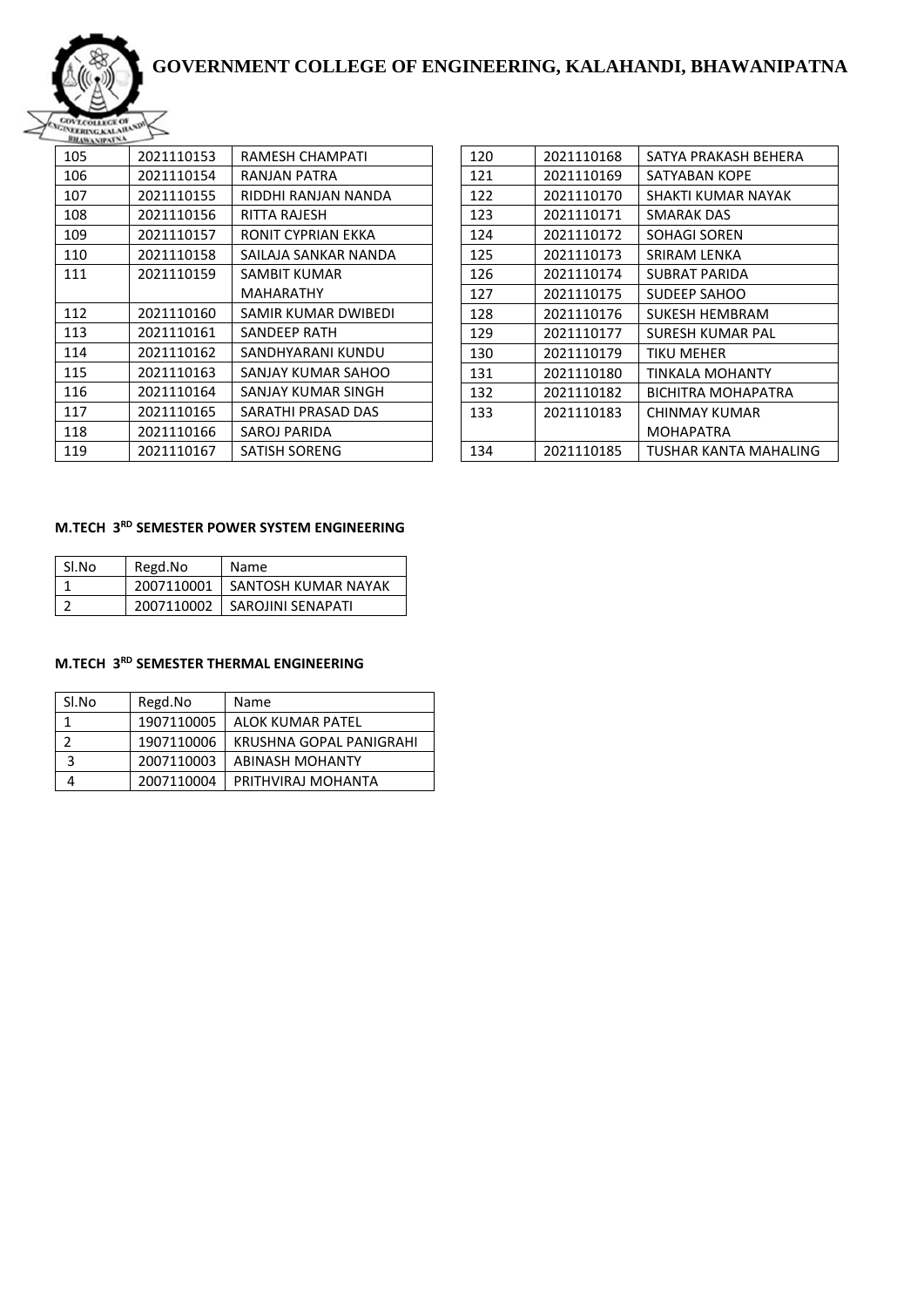# GOVERNMENT COLLEGE OF ENGINEERING, KALAHANDI, BHAWANIPATNA

| | | |
|---|---|---|
| 105 | 2021110153 | RAMESH CHAMPATI |
| 106 | 2021110154 | RANJAN PATRA |
| 107 | 2021110155 | RIDDHI RANJAN NANDA |
| 108 | 2021110156 | RITTA RAJESH |
| 109 | 2021110157 | RONIT CYPRIAN EKKA |
| 110 | 2021110158 | SAILAJA SANKAR NANDA |
| 111 | 2021110159 | SAMBIT KUMAR MAHARATHY |
| 112 | 2021110160 | SAMIR KUMAR DWIBEDI |
| 113 | 2021110161 | SANDEEP RATH |
| 114 | 2021110162 | SANDHYARANI KUNDU |
| 115 | 2021110163 | SANJAY KUMAR SAHOO |
| 116 | 2021110164 | SANJAY KUMAR SINGH |
| 117 | 2021110165 | SARATHI PRASAD DAS |
| 118 | 2021110166 | SAROJ PARIDA |
| 119 | 2021110167 | SATISH SORENG |
| 120 | 2021110168 | SATYA PRAKASH BEHERA |
| 121 | 2021110169 | SATYABAN KOPE |
| 122 | 2021110170 | SHAKTI KUMAR NAYAK |
| 123 | 2021110171 | SMARAK DAS |
| 124 | 2021110172 | SOHAGI SOREN |
| 125 | 2021110173 | SRIRAM LENKA |
| 126 | 2021110174 | SUBRAT PARIDA |
| 127 | 2021110175 | SUDEEP SAHOO |
| 128 | 2021110176 | SUKESH HEMBRAM |
| 129 | 2021110177 | SURESH KUMAR PAL |
| 130 | 2021110179 | TIKU MEHER |
| 131 | 2021110180 | TINKALA MOHANTY |
| 132 | 2021110182 | BICHITRA MOHAPATRA |
| 133 | 2021110183 | CHINMAY KUMAR MOHAPATRA |
| 134 | 2021110185 | TUSHAR KANTA MAHALING |

**M.TECH 3RD SEMESTER POWER SYSTEM ENGINEERING**

| Sl.No | Regd.No | Name |
|---|---|---|
| 1 | 2007110001 | SANTOSH KUMAR NAYAK |
| 2 | 2007110002 | SAROJINI SENAPATI |

**M.TECH 3RD SEMESTER THERMAL ENGINEERING**

| Sl.No | Regd.No | Name |
|---|---|---|
| 1 | 1907110005 | ALOK KUMAR PATEL |
| 2 | 1907110006 | KRUSHNA GOPAL PANIGRAHI |
| 3 | 2007110003 | ABINASH MOHANTY |
| 4 | 2007110004 | PRITHVIRAJ MOHANTA |